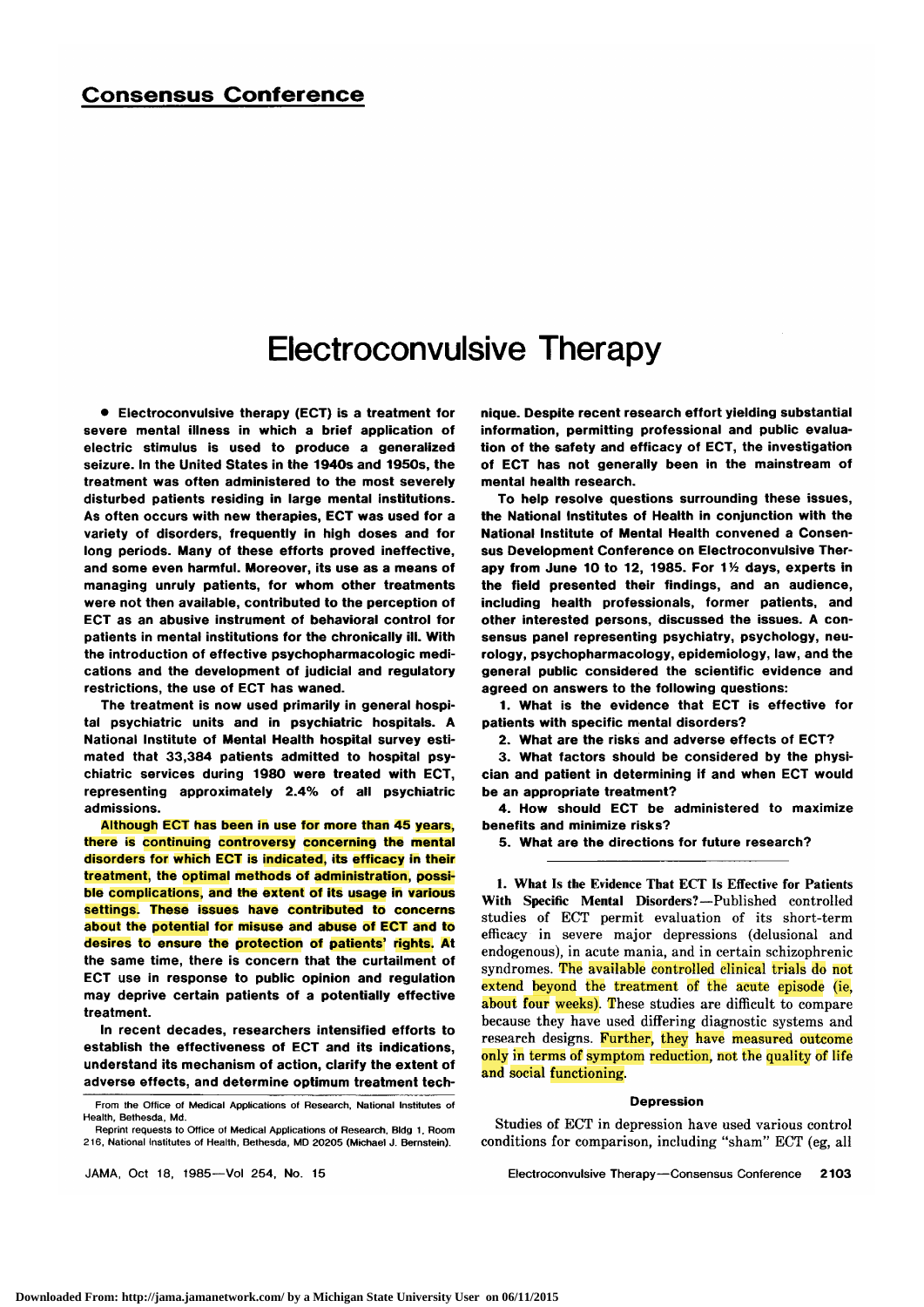## Consensus Conference

# Electroconvulsive Therapy

**• Electroconvulsive therapy (ECT) is a treatment for severe mental illness in which a brief application of electric stimulus is used to produce a generalized seizure. In the United States in the 1940s and 1950s, the treatment was often administered to the most severely disturbed patients residing in large mental institutions. As often occurs with new therapies, ECT was used for a variety of disorders, frequently in high doses and for long periods. Many of these efforts proved ineffective, and some even harmful. Moreover, its use as a means of managing unruly patients, for whom other treatments were not then available, contributed to the perception of ECT as an abusive instrument of behavioral control for patients in mental institutions for the chronically ill. With the introduction of effective psychopharmacologic medications and the development of judicial and regulatory restrictions, the use of ECT has waned.**

**The treatment is now used primarily in general hospital psychiatric units and in psychiatric hospitals. A National Institute of Mental Health hospital survey estimated that 33,384 patients admitted to hospital psychiatric services during 1980 were treated with ECT, representing approximately 2.4% of all psychiatric admissions.**

**Although ECT has been in use for more than 45 years, there is continuing controversy concerning the mental disorders for which ECT is indicated, its efficacy in their treatment, the optimal methods of administration, possible complications, and the extent of its usage in various settings. These issues have contributed to concerns about the potential for misuse and abuse of ECT and to desires to ensure the protection of patients' rights. At the same time, there is concern that the curtailment of ECT use in response to public opinion and regulation may deprive certain patients of a potentially effective treatment.**

**In recent decades, researchers intensified efforts to establish the effectiveness of ECT and its indications, understand its mechanism of action, clarify the extent of adverse effects, and determine optimum treatment technique. Despite recent research effort yielding substantial information, permitting professional and public evaluation of the safety and efficacy of ECT, the investigation of ECT has not generally been in the mainstream of mental health research.**

**To help resolve questions surrounding these issues, the National Institutes of Health in conjunction with the National Institute of Mental Health convened a Consensus Development Conference on Electroconvulsive Therapy from June 10 to 12, 1985. For 1½ days, experts in the field presented their findings, and an audience, including health professionals, former patients, and other interested persons, discussed the issues. A consensus panel representing psychiatry, psychology, neurology, psychopharmacology, epidemiology, law, and the general public considered the scientific evidence and agreed on answers to the following questions:**

**1. What is the evidence that ECT is effective for patients with specific mental disorders?**

**2. What are the risks and adverse effects of ECT?**

**3. What factors should be considered by the physician and patient in determining if and when ECT would be an appropriate treatment?**

**4. How should ECT be administered to maximize benefits and minimize risks?**

**5. What are the directions for future research?**

From the Office of Medical Applications of Research, National Institutes of Health, Bethesda, Md.

Reprint requests to Office of Medical Applications of Research, Bldg 1, Room 216, National Institutes of Health, Bethesda, MD 20205 (Michael J. Bernstein).

**1. What Is the Evidence That ECT Is Effective for Patients With Specific Mental Disorders?**—Published controlled studies of ECT permit evaluation of its short-term efficacy in severe major depressions (delusional and endogenous), in acute mania, and in certain schizophrenic syndromes. The available controlled clinical trials do not extend beyond the treatment of the acute episode (ie, about four weeks). These studies are difficult to compare because they have used differing diagnostic systems and research designs. Further, they have measured outcome only in terms of symptom reduction, not the quality of life and social functioning.

### Depression

Studies of ECT in depression have used various control conditions for comparison, including "sham" ECT (eg, all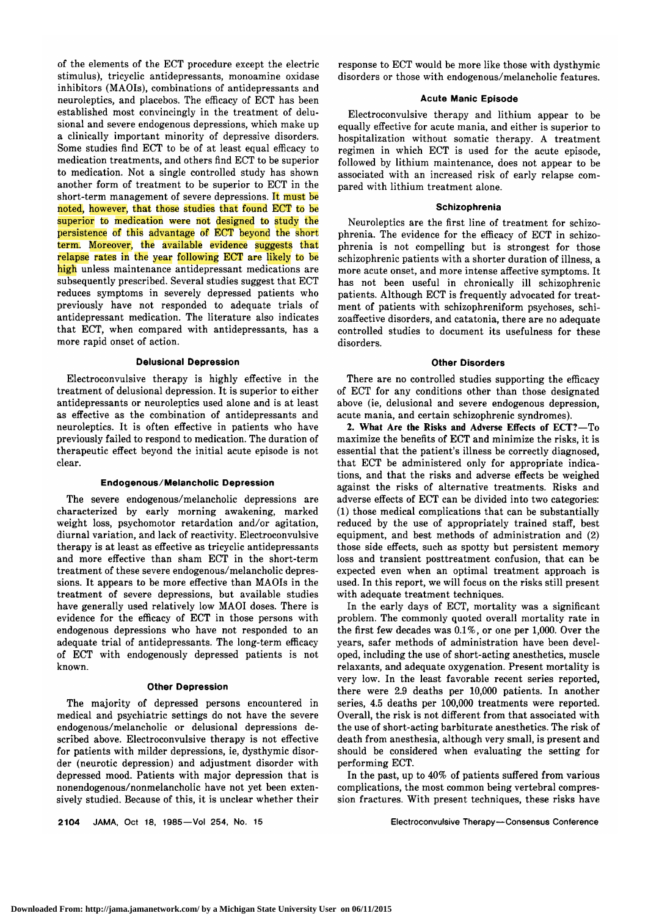of the elements of the ECT procedure except the electric stimulus), tricyclic antidepressants, monoamine oxidase inhibitors (MAOIs), combinations of antidepressants and neuroleptics, and placebos. The efficacy of ECT has been established most convincingly in the treatment of delusional and severe endogenous depressions, which make up a clinically important minority of depressive disorders. Some studies find ECT to be of at least equal efficacy to medication treatments, and others find ECT to be superior to medication. Not a single controlled study has shown another form of treatment to be superior to ECT in the short-term management of severe depressions. It must be noted, however, that those studies that found ECT to be superior to medication were not designed to study the persistence of this advantage of ECT beyond the short term. Moreover, the available evidence suggests that relapse rates in the year following ECT are likely to be high unless maintenance antidepressant medications are subsequently prescribed. Several studies suggest that ECT reduces symptoms in severely depressed patients who previously have not responded to adequate trials of antidepressant medication. The literature also indicates that ECT, when compared with antidepressants, has a more rapid onset of action.

### Delusional Depression

Electroconvulsive therapy is highly effective in the treatment of delusional depression. It is superior to either antidepressants or neuroleptics used alone and is at least as effective as the combination of antidepressants and neuroleptics. It is often effective in patients who have previously failed to respond to medication. The duration of therapeutic effect beyond the initial acute episode is not clear.

### Endogenous/Melancholic Depression

The severe endogenous/melancholic depressions are characterized by early morning awakening, marked weight loss, psychomotor retardation and/or agitation, diurnal variation, and lack of reactivity. Electroconvulsive therapy is at least as effective as tricyclic antidepressants and more effective than sham ECT in the short-term treatment of these severe endogenous/melancholic depressions. It appears to be more effective than MAOIs in the treatment of severe depressions, but available studies have generally used relatively low MAOI doses. There is evidence for the efficacy of ECT in those persons with endogenous depressions who have not responded to an adequate trial of antidepressants. The long-term efficacy of ECT with endogenously depressed patients is not known.

### Other Depression

The majority of depressed persons encountered in medical and psychiatric settings do not have the severe endogenous/melancholic or delusional depressions described above. Electroconvulsive therapy is not effective for patients with milder depressions, ie, dysthymic disorder (neurotic depression) and adjustment disorder with depressed mood. Patients with major depression that is nonendogenous/nonmelancholic have not yet been extensively studied. Because of this, it is unclear whether their response to ECT would be more like those with dysthymic disorders or those with endogenous/melancholic features.

### Acute Manic Episode

Electroconvulsive therapy and lithium appear to be equally effective for acute mania, and either is superior to hospitalization without somatic therapy. A treatment regimen in which ECT is used for the acute episode, followed by lithium maintenance, does not appear to be associated with an increased risk of early relapse compared with lithium treatment alone.

### Schizophrenia

Neuroleptics are the first line of treatment for schizophrenia. The evidence for the efficacy of ECT in schizophrenia is not compelling but is strongest for those schizophrenic patients with a shorter duration of illness, a more acute onset, and more intense affective symptoms. It has not been useful in chronically ill schizophrenic patients. Although ECT is frequently advocated for treatment of patients with schizophreniform psychoses, schizoaffective disorders, and catatonia, there are no adequate controlled studies to document its usefulness for these disorders.

### Other Disorders

There are no controlled studies supporting the efficacy of ECT for any conditions other than those designated above (ie, delusional and severe endogenous depression, acute mania, and certain schizophrenic syndromes).

**2. What Are the Risks and Adverse Effects of ECT?**—To maximize the benefits of ECT and minimize the risks, it is essential that the patient's illness be correctly diagnosed, that ECT be administered only for appropriate indications, and that the risks and adverse effects be weighed against the risks of alternative treatments. Risks and adverse effects of ECT can be divided into two categories: (1) those medical complications that can be substantially reduced by the use of appropriately trained staff, best equipment, and best methods of administration and (2) those side effects, such as spotty but persistent memory loss and transient posttreatment confusion, that can be expected even when an optimal treatment approach is used. In this report, we will focus on the risks still present with adequate treatment techniques.

In the early days of ECT, mortality was a significant problem. The commonly quoted overall mortality rate in the first few decades was 0.1%, or one per 1,000. Over the years, safer methods of administration have been developed, including the use of short-acting anesthetics, muscle relaxants, and adequate oxygenation. Present mortality is very low. In the least favorable recent series reported, there were 2.9 deaths per 10,000 patients. In another series, 4.5 deaths per 100,000 treatments were reported. Overall, the risk is not different from that associated with the use of short-acting barbiturate anesthetics. The risk of death from anesthesia, although very small, is present and should be considered when evaluating the setting for performing ECT.

In the past, up to 40% of patients suffered from various complications, the most common being vertebral compression fractures. With present techniques, these risks have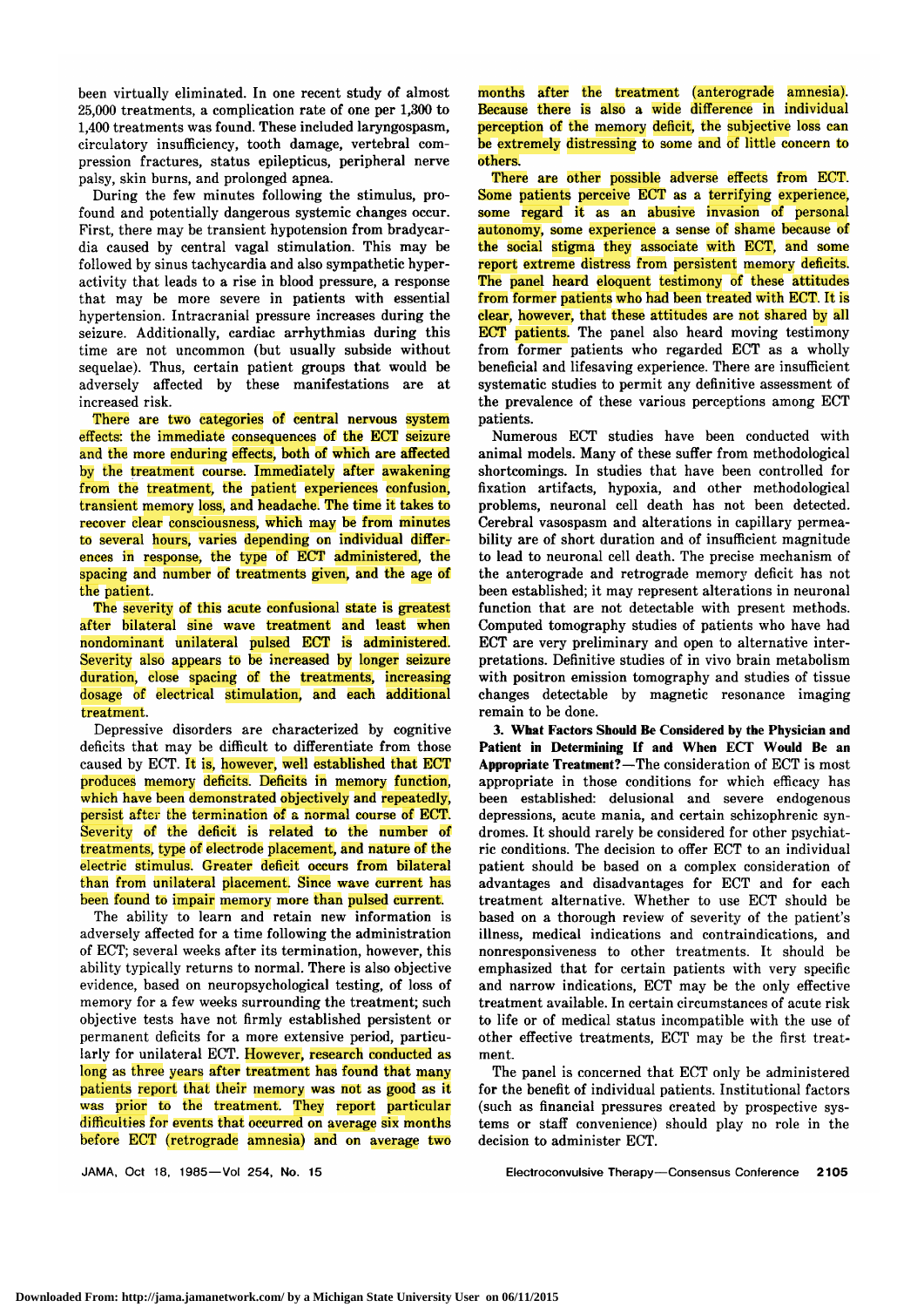been virtually eliminated. In one recent study of almost 25,000 treatments, a complication rate of one per 1,300 to 1,400 treatments was found. These included laryngospasm, circulatory insufficiency, tooth damage, vertebral compression fractures, status epilepticus, peripheral nerve palsy, skin burns, and prolonged apnea.

During the few minutes following the stimulus, profound and potentially dangerous systemic changes occur. First, there may be transient hypotension from bradycardia caused by central vagal stimulation. This may be followed by sinus tachycardia and also sympathetic hyperactivity that leads to a rise in blood pressure, a response that may be more severe in patients with essential hypertension. Intracranial pressure increases during the seizure. Additionally, cardiac arrhythmias during this time are not uncommon (but usually subside without sequelae). Thus, certain patient groups that would be adversely affected by these manifestations are at increased risk.

There are two categories of central nervous system effects: the immediate consequences of the ECT seizure and the more enduring effects, both of which are affected by the treatment course. Immediately after awakening from the treatment, the patient experiences confusion, transient memory loss, and headache. The time it takes to recover clear consciousness, which may be from minutes to several hours, varies depending on individual differences in response, the type of ECT administered, the spacing and number of treatments given, and the age of the patient.

The severity of this acute confusional state is greatest after bilateral sine wave treatment and least when nondominant unilateral pulsed ECT is administered. Severity also appears to be increased by longer seizure duration, close spacing of the treatments, increasing dosage of electrical stimulation, and each additional treatment.

Depressive disorders are characterized by cognitive deficits that may be difficult to differentiate from those caused by ECT. It is, however, well established that ECT produces memory deficits. Deficits in memory function, which have been demonstrated objectively and repeatedly, persist after the termination of a normal course of ECT. Severity of the deficit is related to the number of treatments, type of electrode placement, and nature of the electric stimulus. Greater deficit occurs from bilateral than from unilateral placement. Since wave current has been found to impair memory more than pulsed current.

The ability to learn and retain new information is adversely affected for a time following the administration of ECT; several weeks after its termination, however, this ability typically returns to normal. There is also objective evidence, based on neuropsychological testing, of loss of memory for a few weeks surrounding the treatment; such objective tests have not firmly established persistent or permanent deficits for a more extensive period, particularly for unilateral ECT. However, research conducted as long as three years after treatment has found that many patients report that their memory was not as good as it was prior to the treatment. They report particular difficulties for events that occurred on average six months before ECT (retrograde amnesia) and on average two months after the treatment (anterograde amnesia). Because there is also a wide difference in individual perception of the memory deficit, the subjective loss can be extremely distressing to some and of little concern to others.

There are other possible adverse effects from ECT. Some patients perceive ECT as a terrifying experience, some regard it as an abusive invasion of personal autonomy, some experience a sense of shame because of the social stigma they associate with ECT, and some report extreme distress from persistent memory deficits. The panel heard eloquent testimony of these attitudes from former patients who had been treated with ECT. It is clear, however, that these attitudes are not shared by all ECT patients. The panel also heard moving testimony from former patients who regarded ECT as a wholly beneficial and lifesaving experience. There are insufficient systematic studies to permit any definitive assessment of the prevalence of these various perceptions among ECT patients.

Numerous ECT studies have been conducted with animal models. Many of these suffer from methodological shortcomings. In studies that have been controlled for fixation artifacts, hypoxia, and other methodological problems, neuronal cell death has not been detected. Cerebral vasospasm and alterations in capillary permeability are of short duration and of insufficient magnitude to lead to neuronal cell death. The precise mechanism of the anterograde and retrograde memory deficit has not been established; it may represent alterations in neuronal function that are not detectable with present methods. Computed tomography studies of patients who have had ECT are very preliminary and open to alternative interpretations. Definitive studies of in vivo brain metabolism with positron emission tomography and studies of tissue changes detectable by magnetic resonance imaging remain to be done.

**3. What Factors Should Be Considered by the Physician and Patient in Determining If and When ECT Would Be an Appropriate Treatment?**—The consideration of ECT is most appropriate in those conditions for which efficacy has been established: delusional and severe endogenous depressions, acute mania, and certain schizophrenic syndromes. It should rarely be considered for other psychiatric conditions. The decision to offer ECT to an individual patient should be based on a complex consideration of advantages and disadvantages for ECT and for each treatment alternative. Whether to use ECT should be based on a thorough review of severity of the patient's illness, medical indications and contraindications, and nonresponsiveness to other treatments. It should be emphasized that for certain patients with very specific and narrow indications, ECT may be the only effective treatment available. In certain circumstances of acute risk to life or of medical status incompatible with the use of other effective treatments, ECT may be the first treatment.

The panel is concerned that ECT only be administered for the benefit of individual patients. Institutional factors (such as financial pressures created by prospective systems or staff convenience) should play no role in the decision to administer ECT.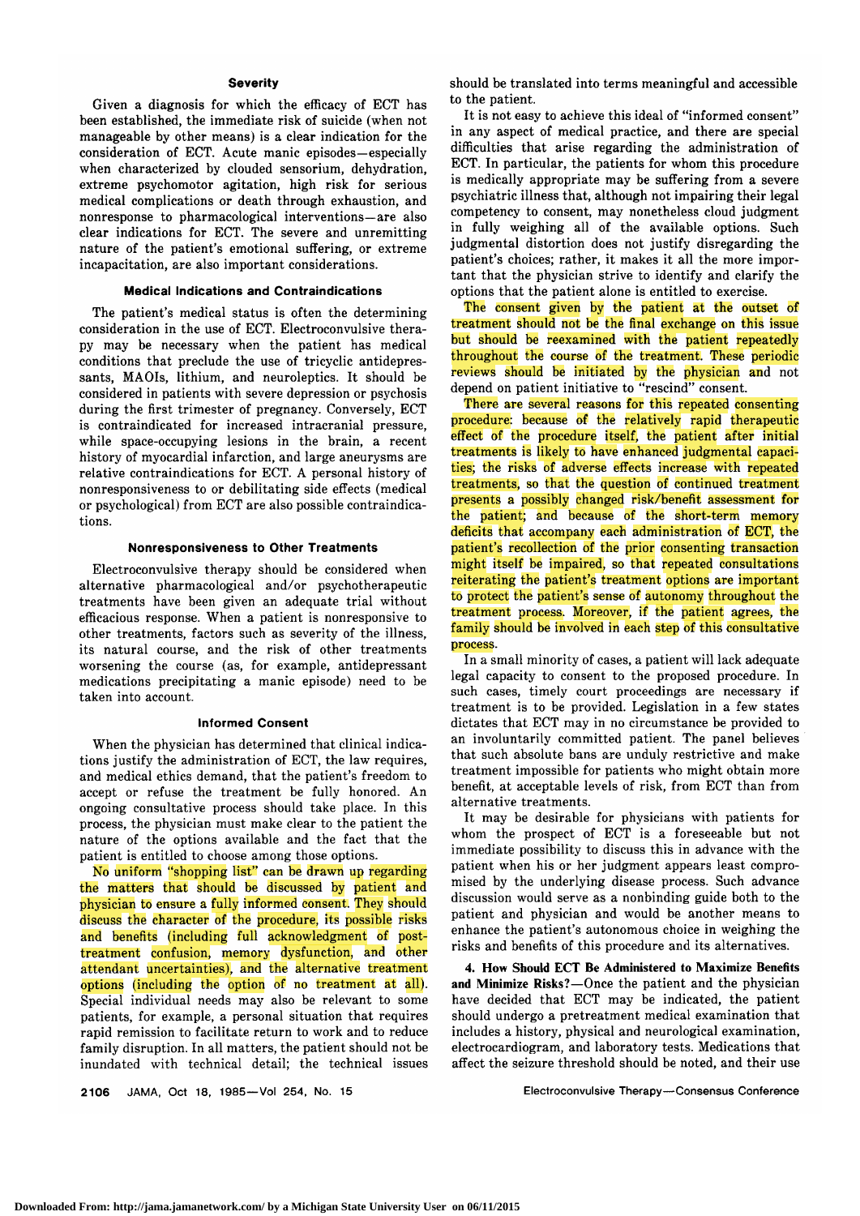### Severity

Given a diagnosis for which the efficacy of ECT has been established, the immediate risk of suicide (when not manageable by other means) is a clear indication for the consideration of ECT. Acute manic episodes—especially when characterized by clouded sensorium, dehydration, extreme psychomotor agitation, high risk for serious medical complications or death through exhaustion, and nonresponse to pharmacological interventions—are also clear indications for ECT. The severe and unremitting nature of the patient's emotional suffering, or extreme incapacitation, are also important considerations.

### Medical Indications and Contraindications

The patient's medical status is often the determining consideration in the use of ECT. Electroconvulsive therapy may be necessary when the patient has medical conditions that preclude the use of tricyclic antidepressants, MAOIs, lithium, and neuroleptics. It should be considered in patients with severe depression or psychosis during the first trimester of pregnancy. Conversely, ECT is contraindicated for increased intracranial pressure, while space-occupying lesions in the brain, a recent history of myocardial infarction, and large aneurysms are relative contraindications for ECT. A personal history of nonresponsiveness to or debilitating side effects (medical or psychological) from ECT are also possible contraindications.

### Nonresponsiveness to Other Treatments

Electroconvulsive therapy should be considered when alternative pharmacological and/or psychotherapeutic treatments have been given an adequate trial without efficacious response. When a patient is nonresponsive to other treatments, factors such as severity of the illness, its natural course, and the risk of other treatments worsening the course (as, for example, antidepressant medications precipitating a manic episode) need to be taken into account.

### Informed Consent

When the physician has determined that clinical indications justify the administration of ECT, the law requires, and medical ethics demand, that the patient's freedom to accept or refuse the treatment be fully honored. An ongoing consultative process should take place. In this process, the physician must make clear to the patient the nature of the options available and the fact that the patient is entitled to choose among those options.

No uniform "shopping list" can be drawn up regarding the matters that should be discussed by patient and physician to ensure a fully informed consent. They should discuss the character of the procedure, its possible risks and benefits (including full acknowledgment of post-treatment confusion, memory dysfunction, and other attendant uncertainties), and the alternative treatment options (including the option of no treatment at all). Special individual needs may also be relevant to some patients, for example, a personal situation that requires rapid remission to facilitate return to work and to reduce family disruption. In all matters, the patient should not be inundated with technical detail; the technical issues should be translated into terms meaningful and accessible to the patient.

It is not easy to achieve this ideal of "informed consent" in any aspect of medical practice, and there are special difficulties that arise regarding the administration of ECT. In particular, the patients for whom this procedure is medically appropriate may be suffering from a severe psychiatric illness that, although not impairing their legal competency to consent, may nonetheless cloud judgment in fully weighing all of the available options. Such judgmental distortion does not justify disregarding the patient's choices; rather, it makes it all the more important that the physician strive to identify and clarify the options that the patient alone is entitled to exercise.

The consent given by the patient at the outset of treatment should not be the final exchange on this issue but should be reexamined with the patient repeatedly throughout the course of the treatment. These periodic reviews should be initiated by the physician and not depend on patient initiative to "rescind" consent.

There are several reasons for this repeated consenting procedure: because of the relatively rapid therapeutic effect of the procedure itself, the patient after initial treatments is likely to have enhanced judgmental capacities; the risks of adverse effects increase with repeated treatments, so that the question of continued treatment presents a possibly changed risk/benefit assessment for the patient; and because of the short-term memory deficits that accompany each administration of ECT, the patient's recollection of the prior consenting transaction might itself be impaired, so that repeated consultations reiterating the patient's treatment options are important to protect the patient's sense of autonomy throughout the treatment process. Moreover, if the patient agrees, the family should be involved in each step of this consultative process.

In a small minority of cases, a patient will lack adequate legal capacity to consent to the proposed procedure. In such cases, timely court proceedings are necessary if treatment is to be provided. Legislation in a few states dictates that ECT may in no circumstance be provided to an involuntarily committed patient. The panel believes that such absolute bans are unduly restrictive and make treatment impossible for patients who might obtain more benefit, at acceptable levels of risk, from ECT than from alternative treatments.

It may be desirable for physicians with patients for whom the prospect of ECT is a foreseeable but not immediate possibility to discuss this in advance with the patient when his or her judgment appears least compromised by the underlying disease process. Such advance discussion would serve as a nonbinding guide both to the patient and physician and would be another means to enhance the patient's autonomous choice in weighing the risks and benefits of this procedure and its alternatives.

**4. How Should ECT Be Administered to Maximize Benefits and Minimize Risks?**—Once the patient and the physician have decided that ECT may be indicated, the patient should undergo a pretreatment medical examination that includes a history, physical and neurological examination, electrocardiogram, and laboratory tests. Medications that affect the seizure threshold should be noted, and their use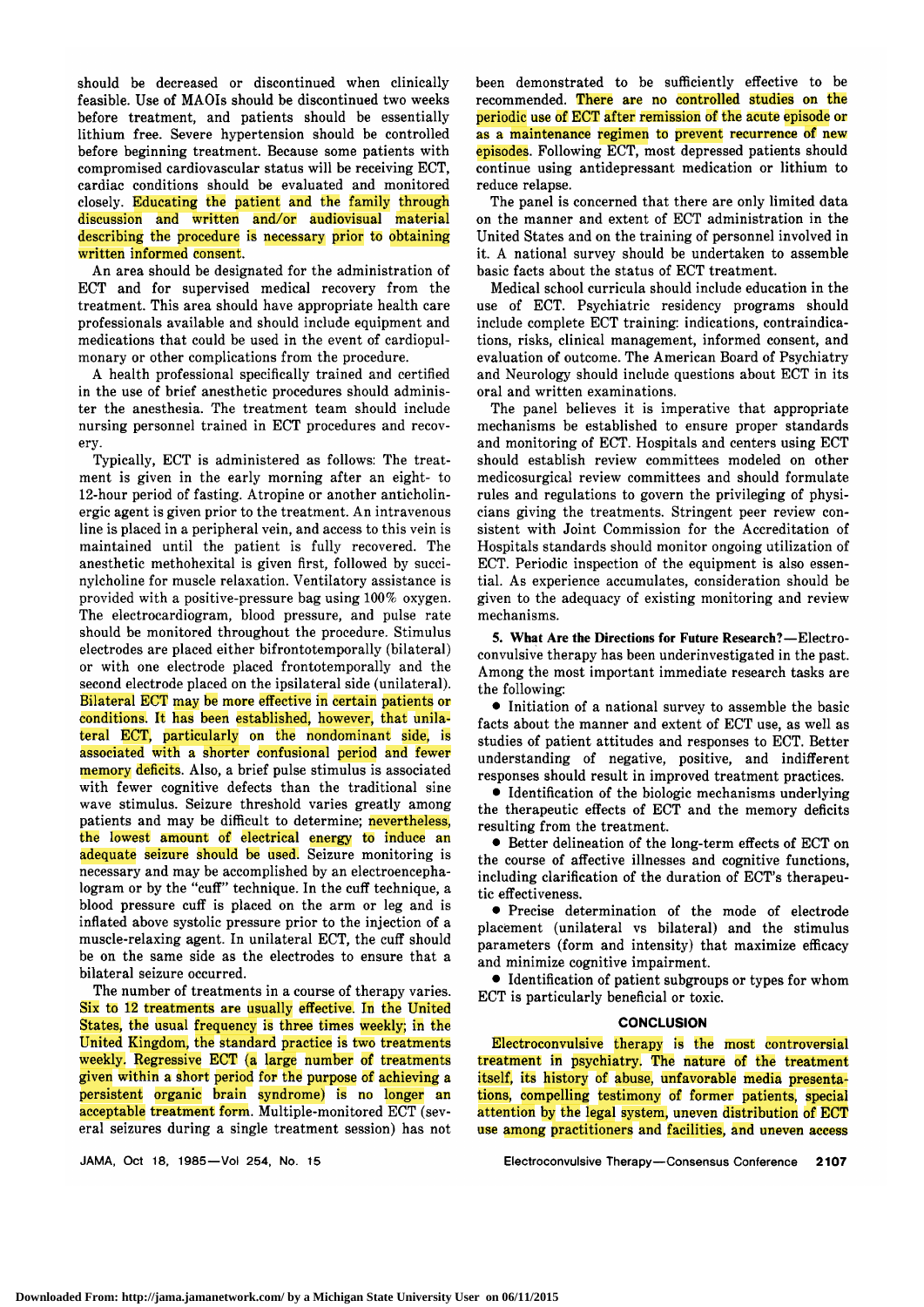should be decreased or discontinued when clinically feasible. Use of MAOIs should be discontinued two weeks before treatment, and patients should be essentially lithium free. Severe hypertension should be controlled before beginning treatment. Because some patients with compromised cardiovascular status will be receiving ECT, cardiac conditions should be evaluated and monitored closely. Educating the patient and the family through discussion and written and/or audiovisual material describing the procedure is necessary prior to obtaining written informed consent.

An area should be designated for the administration of ECT and for supervised medical recovery from the treatment. This area should have appropriate health care professionals available and should include equipment and medications that could be used in the event of cardiopulmonary or other complications from the procedure.

A health professional specifically trained and certified in the use of brief anesthetic procedures should administer the anesthesia. The treatment team should include nursing personnel trained in ECT procedures and recovery.

Typically, ECT is administered as follows: The treatment is given in the early morning after an eight- to 12-hour period of fasting. Atropine or another anticholinergic agent is given prior to the treatment. An intravenous line is placed in a peripheral vein, and access to this vein is maintained until the patient is fully recovered. The anesthetic methohexital is given first, followed by succinylcholine for muscle relaxation. Ventilatory assistance is provided with a positive-pressure bag using 100% oxygen. The electrocardiogram, blood pressure, and pulse rate should be monitored throughout the procedure. Stimulus electrodes are placed either bifrontotemporally (bilateral) or with one electrode placed frontotemporally and the second electrode placed on the ipsilateral side (unilateral). Bilateral ECT may be more effective in certain patients or conditions. It has been established, however, that unilateral ECT, particularly on the nondominant side, is associated with a shorter confusional period and fewer memory deficits. Also, a brief pulse stimulus is associated with fewer cognitive defects than the traditional sine wave stimulus. Seizure threshold varies greatly among patients and may be difficult to determine; nevertheless, the lowest amount of electrical energy to induce an adequate seizure should be used. Seizure monitoring is necessary and may be accomplished by an electroencephalogram or by the "cuff" technique. In the cuff technique, a blood pressure cuff is placed on the arm or leg and is inflated above systolic pressure prior to the injection of a muscle-relaxing agent. In unilateral ECT, the cuff should be on the same side as the electrodes to ensure that a bilateral seizure occurred.

The number of treatments in a course of therapy varies. Six to 12 treatments are usually effective. In the United States, the usual frequency is three times weekly; in the United Kingdom, the standard practice is two treatments weekly. Regressive ECT (a large number of treatments given within a short period for the purpose of achieving a persistent organic brain syndrome) is no longer an acceptable treatment form. Multiple-monitored ECT (several seizures during a single treatment session) has not been demonstrated to be sufficiently effective to be recommended. There are no controlled studies on the periodic use of ECT after remission of the acute episode or as a maintenance regimen to prevent recurrence of new episodes. Following ECT, most depressed patients should continue using antidepressant medication or lithium to reduce relapse.

The panel is concerned that there are only limited data on the manner and extent of ECT administration in the United States and on the training of personnel involved in it. A national survey should be undertaken to assemble basic facts about the status of ECT treatment.

Medical school curricula should include education in the use of ECT. Psychiatric residency programs should include complete ECT training: indications, contraindications, risks, clinical management, informed consent, and evaluation of outcome. The American Board of Psychiatry and Neurology should include questions about ECT in its oral and written examinations.

The panel believes it is imperative that appropriate mechanisms be established to ensure proper standards and monitoring of ECT. Hospitals and centers using ECT should establish review committees modeled on other medicosurgical review committees and should formulate rules and regulations to govern the privileging of physicians giving the treatments. Stringent peer review consistent with Joint Commission for the Accreditation of Hospitals standards should monitor ongoing utilization of ECT. Periodic inspection of the equipment is also essential. As experience accumulates, consideration should be given to the adequacy of existing monitoring and review mechanisms.

**5. What Are the Directions for Future Research?**—Electroconvulsive therapy has been underinvestigated in the past. Among the most important immediate research tasks are the following:

- Initiation of a national survey to assemble the basic facts about the manner and extent of ECT use, as well as studies of patient attitudes and responses to ECT. Better understanding of negative, positive, and indifferent responses should result in improved treatment practices.
- Identification of the biologic mechanisms underlying the therapeutic effects of ECT and the memory deficits resulting from the treatment.
- Better delineation of the long-term effects of ECT on the course of affective illnesses and cognitive functions, including clarification of the duration of ECT's therapeutic effectiveness.
- Precise determination of the mode of electrode placement (unilateral vs bilateral) and the stimulus parameters (form and intensity) that maximize efficacy and minimize cognitive impairment.
- Identification of patient subgroups or types for whom ECT is particularly beneficial or toxic.

## CONCLUSION

Electroconvulsive therapy is the most controversial treatment in psychiatry. The nature of the treatment itself, its history of abuse, unfavorable media presentations, compelling testimony of former patients, special attention by the legal system, uneven distribution of ECT use among practitioners and facilities, and uneven access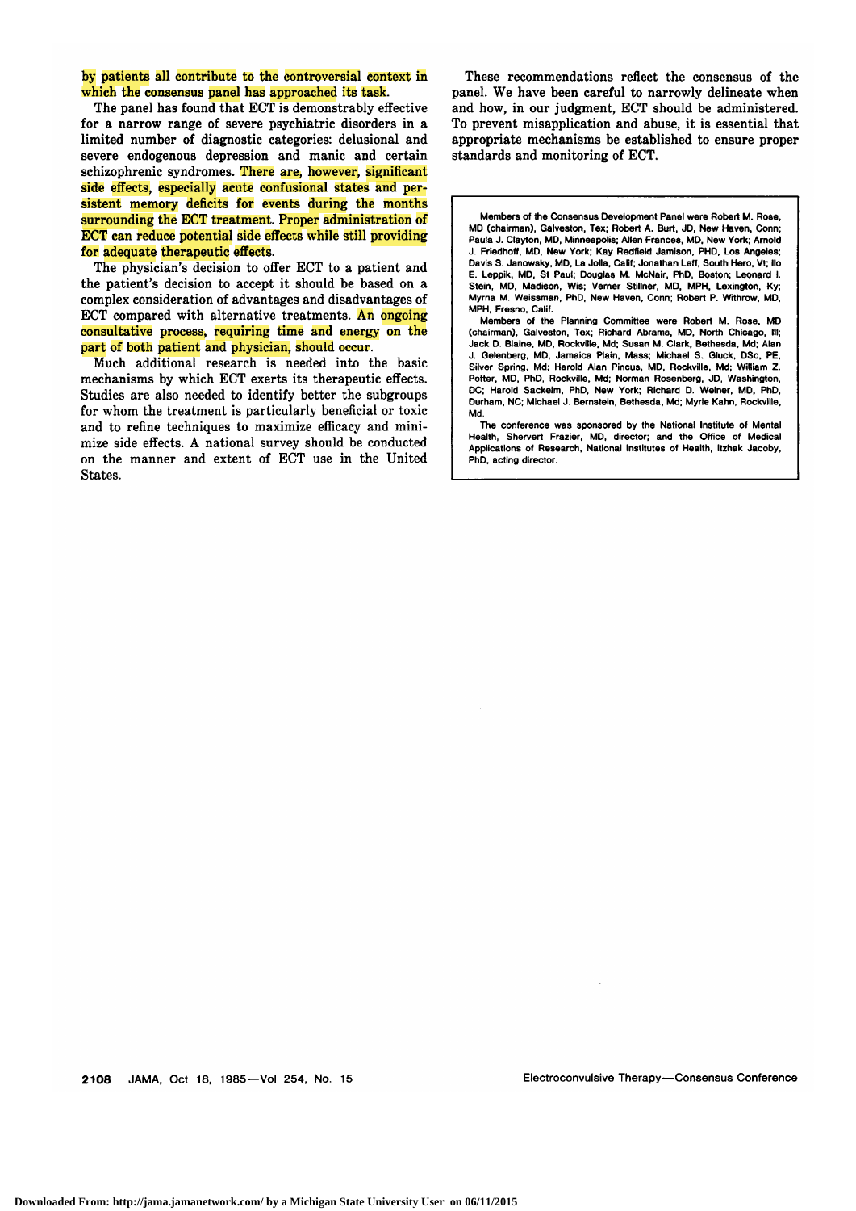by patients all contribute to the controversial context in which the consensus panel has approached its task.

The panel has found that ECT is demonstrably effective for a narrow range of severe psychiatric disorders in a limited number of diagnostic categories: delusional and severe endogenous depression and manic and certain schizophrenic syndromes. There are, however, significant side effects, especially acute confusional states and persistent memory deficits for events during the months surrounding the ECT treatment. Proper administration of ECT can reduce potential side effects while still providing for adequate therapeutic effects.

The physician's decision to offer ECT to a patient and the patient's decision to accept it should be based on a complex consideration of advantages and disadvantages of ECT compared with alternative treatments. An ongoing consultative process, requiring time and energy on the part of both patient and physician, should occur.

Much additional research is needed into the basic mechanisms by which ECT exerts its therapeutic effects. Studies are also needed to identify better the subgroups for whom the treatment is particularly beneficial or toxic and to refine techniques to maximize efficacy and minimize side effects. A national survey should be conducted on the manner and extent of ECT use in the United States.

These recommendations reflect the consensus of the panel. We have been careful to narrowly delineate when and how, in our judgment, ECT should be administered. To prevent misapplication and abuse, it is essential that appropriate mechanisms be established to ensure proper standards and monitoring of ECT.

Members of the Consensus Development Panel were Robert M. Rose, MD (chairman), Galveston, Tex; Robert A. Burt, JD, New Haven, Conn; Paula J. Clayton, MD, Minneapolis; Allen Frances, MD, New York; Arnold J. Friedhoff, MD, New York; Kay Redfield Jamison, PHD, Los Angeles; Davis S. Janowsky, MD, La Jolla, Calif; Jonathan Leff, South Hero, Vt; Ilo E. Leppik, MD, St Paul; Douglas M. McNair, PhD, Boston; Leonard I. Stein, MD, Madison, Wis; Verner Stillner, MD, MPH, Lexington, Ky; Myrna M. Weissman, PhD, New Haven, Conn; Robert P. Withrow, MD, MPH, Fresno, Calif.

Members of the Planning Committee were Robert M. Rose, MD (chairman), Galveston, Tex; Richard Abrams, MD, North Chicago, Ill; Jack D. Blaine, MD, Rockville, Md; Susan M. Clark, Bethesda, Md; Alan J. Gelenberg, MD, Jamaica Plain, Mass; Michael S. Gluck, DSc, PE, Silver Spring, Md; Harold Alan Pincus, MD, Rockville, Md; William Z. Potter, MD, PhD, Rockville, Md; Norman Rosenberg, JD, Washington, DC; Harold Sackeim, PhD, New York; Richard D. Weiner, MD, PhD, Durham, NC; Michael J. Bernstein, Bethesda, Md; Myrle Kahn, Rockville, Md.

The conference was sponsored by the National Institute of Mental Health, Shervert Frazier, MD, director; and the Office of Medical Applications of Research, National Institutes of Health, Itzhak Jacoby, PhD, acting director.